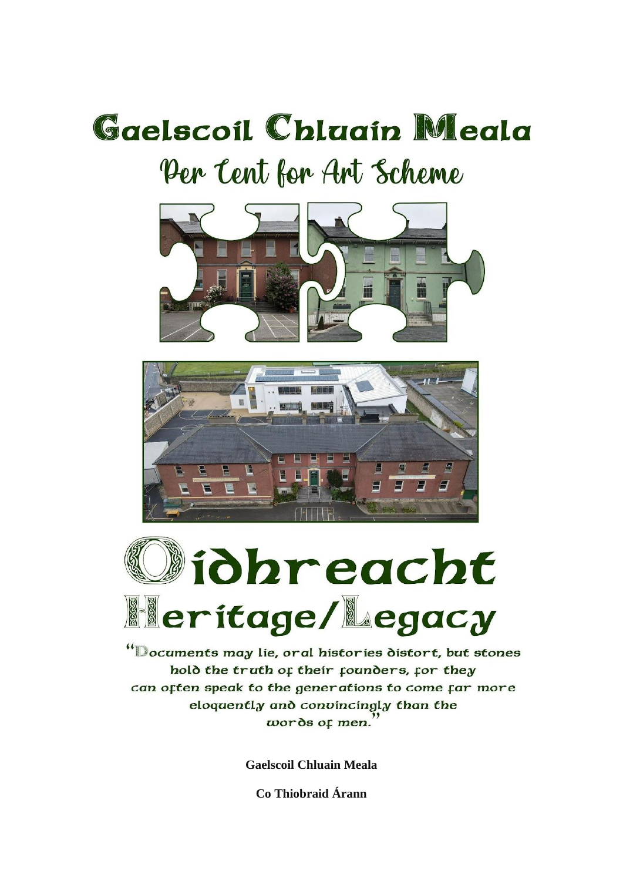# Gaelscoil Chluain Meala

## Per Cent for Art Scheme

# Oidhreacht

## Heritage/Legacy

"Documents may lie, oral histories distort, but stones hold the truth of their founders, for they can often speak to the generations to come far more eloquently and convincingly than the words of men."

**Gaelscoil Chluain Meala**

**Co Thiobraid Árann**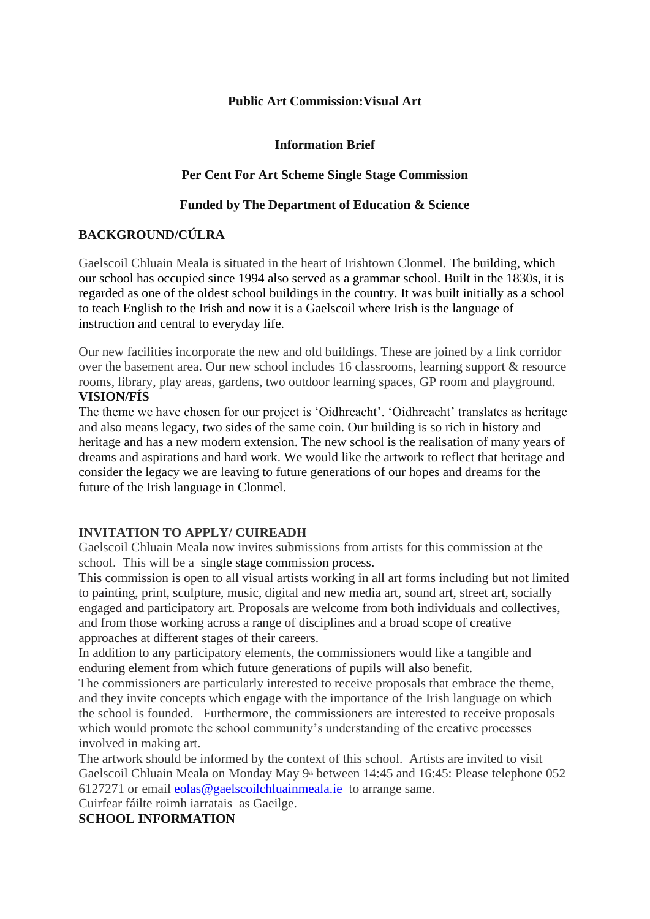**Public Art Commission:Visual Art**

**Information Brief**

**Per Cent For Art Scheme Single Stage Commission**

**Funded by The Department of Education & Science**

## BACKGROUND/CÚLRA

Gaelscoil Chluain Meala is situated in the heart of Irishtown Clonmel. The building, which our school has occupied since 1994 also served as a grammar school. Built in the 1830s, it is regarded as one of the oldest school buildings in the country. It was built initially as a school to teach English to the Irish and now it is a Gaelscoil where Irish is the language of instruction and central to everyday life.

Our new facilities incorporate the new and old buildings. These are joined by a link corridor over the basement area. Our new school includes 16 classrooms, learning support & resource rooms, library, play areas, gardens, two outdoor learning spaces, GP room and playground.

## VISION/FÍS

The theme we have chosen for our project is 'Oidhreacht'. 'Oidhreacht' translates as heritage and also means legacy, two sides of the same coin. Our building is so rich in history and heritage and has a new modern extension. The new school is the realisation of many years of dreams and aspirations and hard work. We would like the artwork to reflect that heritage and consider the legacy we are leaving to future generations of our hopes and dreams for the future of the Irish language in Clonmel.

## INVITATION TO APPLY/ CUIREADH

Gaelscoil Chluain Meala now invites submissions from artists for this commission at the school. This will be a single stage commission process.

This commission is open to all visual artists working in all art forms including but not limited to painting, print, sculpture, music, digital and new media art, sound art, street art, socially engaged and participatory art. Proposals are welcome from both individuals and collectives, and from those working across a range of disciplines and a broad scope of creative approaches at different stages of their careers.

In addition to any participatory elements, the commissioners would like a tangible and enduring element from which future generations of pupils will also benefit.

The commissioners are particularly interested to receive proposals that embrace the theme, and they invite concepts which engage with the importance of the Irish language on which the school is founded. Furthermore, the commissioners are interested to receive proposals which would promote the school community's understanding of the creative processes involved in making art.

The artwork should be informed by the context of this school. Artists are invited to visit Gaelscoil Chluain Meala on Monday May 9th between 14:45 and 16:45: Please telephone 052 6127271 or email eolas@gaelscoilchluainmeala.ie to arrange same.

Cuirfear fáilte roimh iarratais as Gaeilge.

## SCHOOL INFORMATION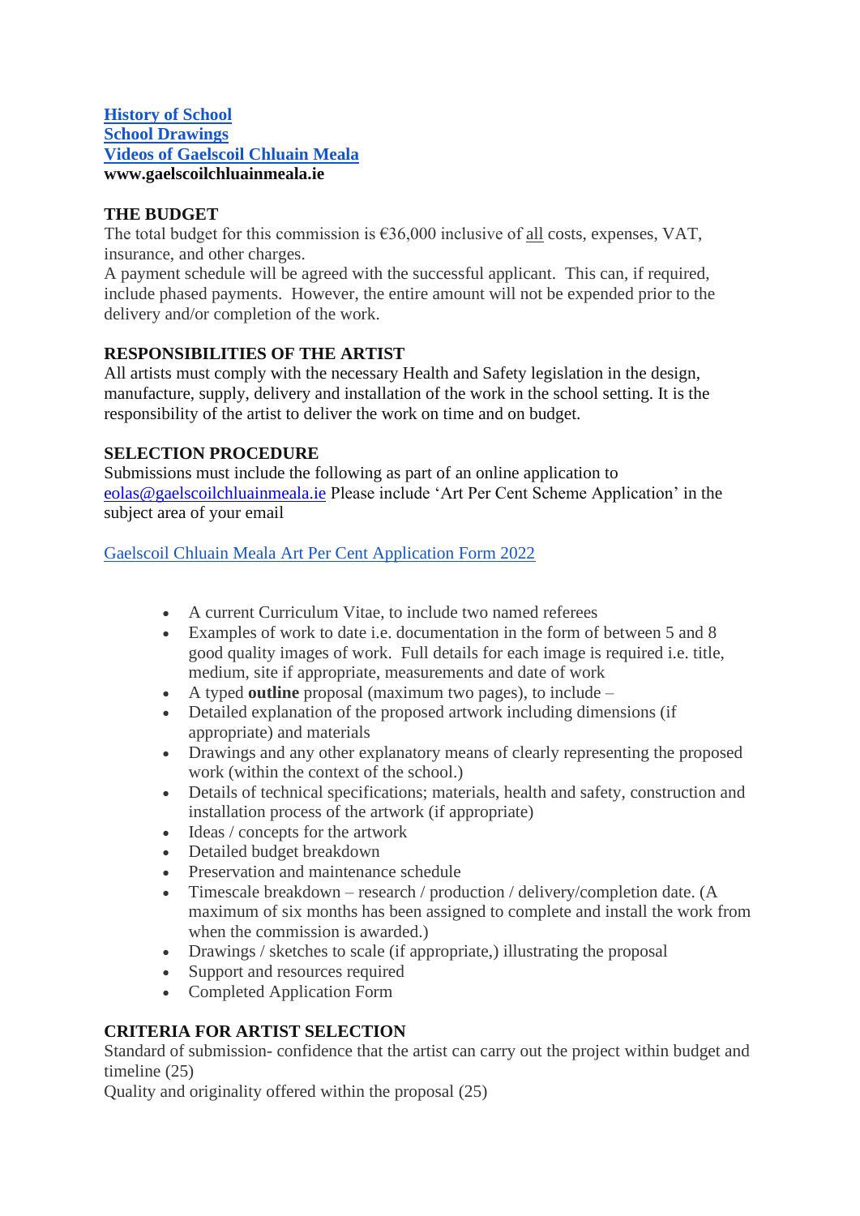[History of School](#)
[School Drawings](#)
[Videos of Gaelscoil Chluain Meala](#)
**www.gaelscoilchluainmeala.ie**

**THE BUDGET**

The total budget for this commission is €36,000 inclusive of <u>all</u> costs, expenses, VAT, insurance, and other charges.
A payment schedule will be agreed with the successful applicant. This can, if required, include phased payments. However, the entire amount will not be expended prior to the delivery and/or completion of the work.

**RESPONSIBILITIES OF THE ARTIST**

All artists must comply with the necessary Health and Safety legislation in the design, manufacture, supply, delivery and installation of the work in the school setting. It is the responsibility of the artist to deliver the work on time and on budget.

**SELECTION PROCEDURE**

Submissions must include the following as part of an online application to eolas@gaelscoilchluainmeala.ie Please include 'Art Per Cent Scheme Application' in the subject area of your email

[Gaelscoil Chluain Meala Art Per Cent Application Form 2022](#)

- A current Curriculum Vitae, to include two named referees
- Examples of work to date i.e. documentation in the form of between 5 and 8 good quality images of work. Full details for each image is required i.e. title, medium, site if appropriate, measurements and date of work
- A typed **outline** proposal (maximum two pages), to include –
- Detailed explanation of the proposed artwork including dimensions (if appropriate) and materials
- Drawings and any other explanatory means of clearly representing the proposed work (within the context of the school.)
- Details of technical specifications; materials, health and safety, construction and installation process of the artwork (if appropriate)
- Ideas / concepts for the artwork
- Detailed budget breakdown
- Preservation and maintenance schedule
- Timescale breakdown – research / production / delivery/completion date. (A maximum of six months has been assigned to complete and install the work from when the commission is awarded.)
- Drawings / sketches to scale (if appropriate,) illustrating the proposal
- Support and resources required
- Completed Application Form

**CRITERIA FOR ARTIST SELECTION**

Standard of submission- confidence that the artist can carry out the project within budget and timeline (25)
Quality and originality offered within the proposal (25)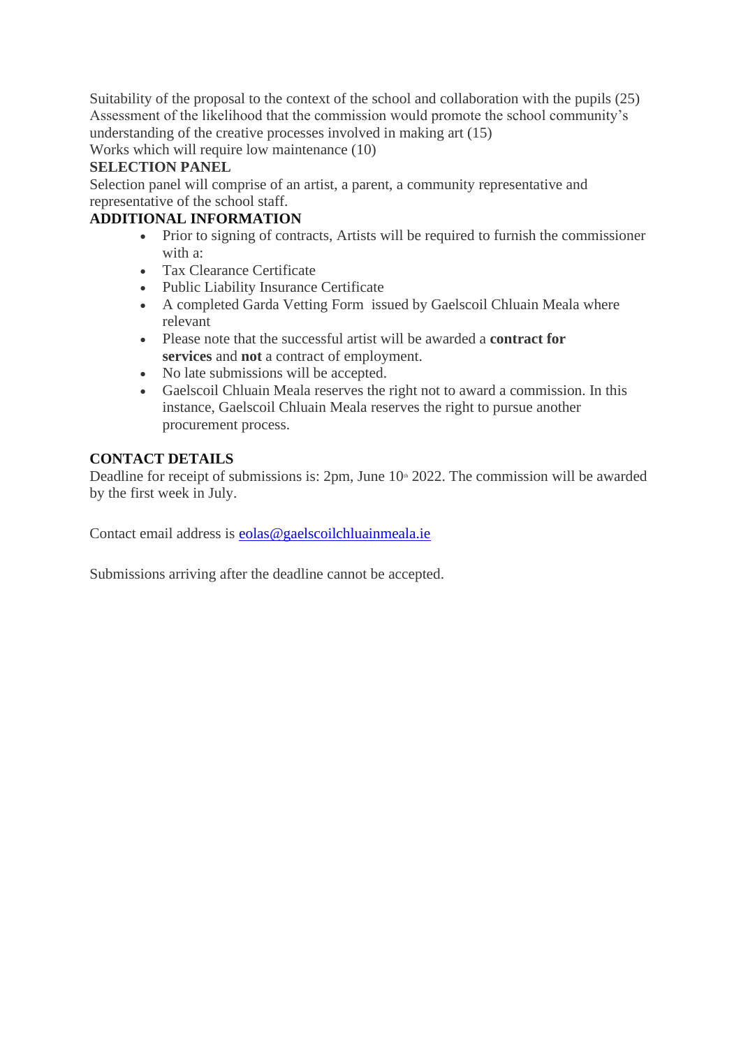Suitability of the proposal to the context of the school and collaboration with the pupils (25)
Assessment of the likelihood that the commission would promote the school community's understanding of the creative processes involved in making art (15)
Works which will require low maintenance (10)

**SELECTION PANEL**

Selection panel will comprise of an artist, a parent, a community representative and representative of the school staff.

**ADDITIONAL INFORMATION**

- Prior to signing of contracts, Artists will be required to furnish the commissioner with a:
- Tax Clearance Certificate
- Public Liability Insurance Certificate
- A completed Garda Vetting Form issued by Gaelscoil Chluain Meala where relevant
- Please note that the successful artist will be awarded a **contract for services** and **not** a contract of employment.
- No late submissions will be accepted.
- Gaelscoil Chluain Meala reserves the right not to award a commission. In this instance, Gaelscoil Chluain Meala reserves the right to pursue another procurement process.

**CONTACT DETAILS**

Deadline for receipt of submissions is: 2pm, June 10th 2022. The commission will be awarded by the first week in July.

Contact email address is eolas@gaelscoilchluainmeala.ie

Submissions arriving after the deadline cannot be accepted.